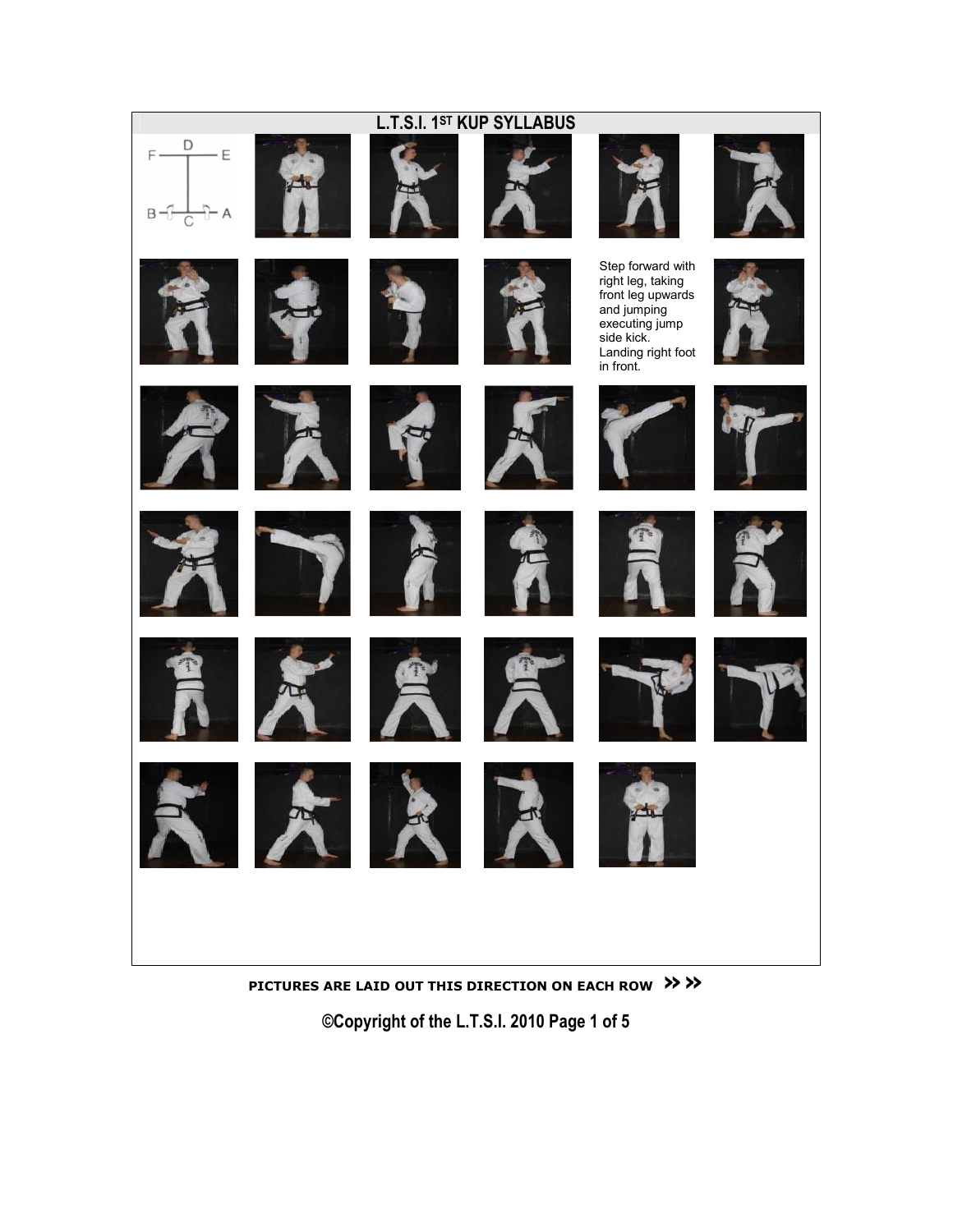# L.T.S.I. 1ST KUP SYLLABUS

Step forward with right leg, taking front leg upwards and jumping executing jump side kick. Landing right foot in front.

PICTURES ARE LAID OUT THIS DIRECTION ON EACH ROW >> >>

©Copyright of the L.T.S.I. 2010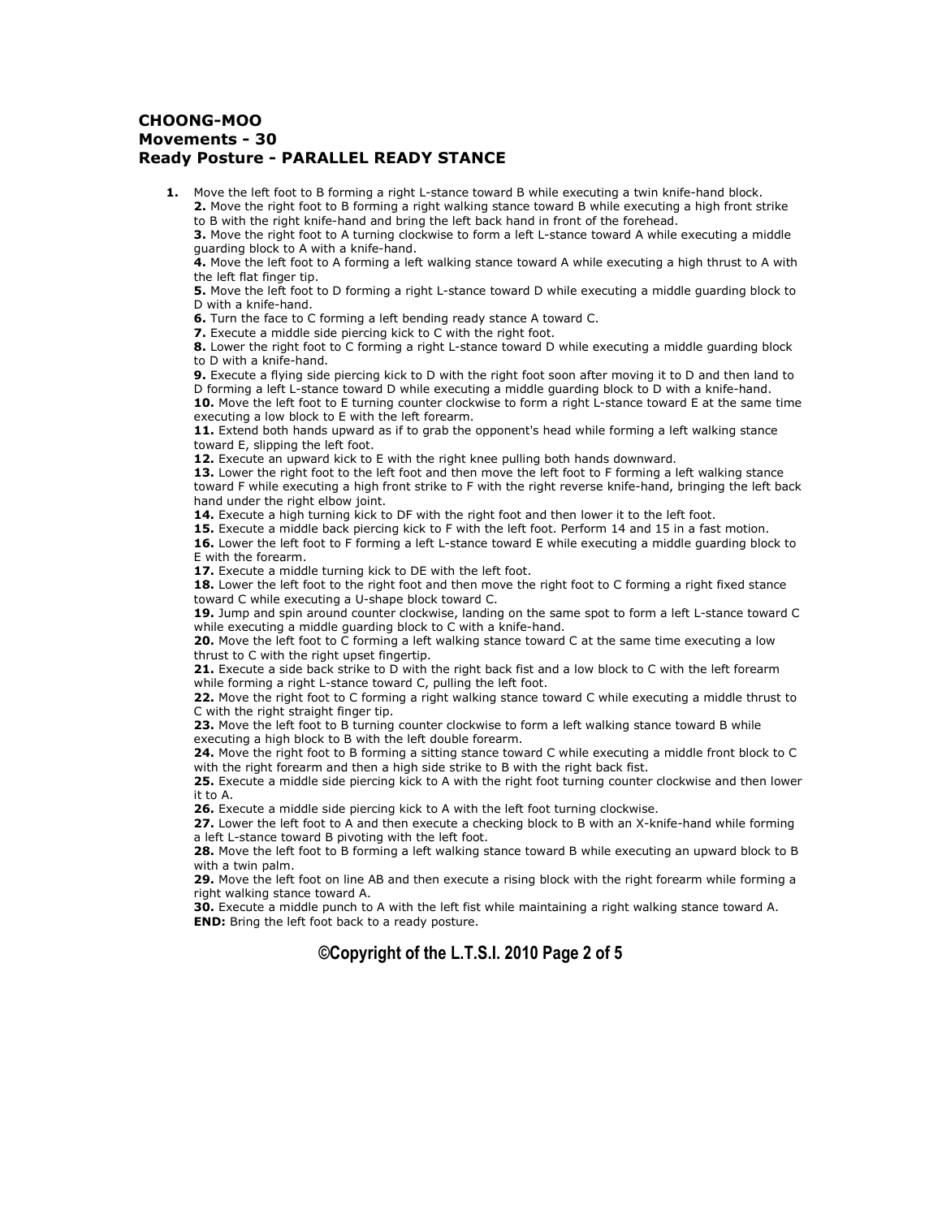**CHOONG-MOO**
**Movements - 30**
**Ready Posture - PARALLEL READY STANCE**

1. Move the left foot to B forming a right L-stance toward B while executing a twin knife-hand block.
2. Move the right foot to B forming a right walking stance toward B while executing a high front strike to B with the right knife-hand and bring the left back hand in front of the forehead.
3. Move the right foot to A turning clockwise to form a left L-stance toward A while executing a middle guarding block to A with a knife-hand.
4. Move the left foot to A forming a left walking stance toward A while executing a high thrust to A with the left flat finger tip.
5. Move the left foot to D forming a right L-stance toward D while executing a middle guarding block to D with a knife-hand.
6. Turn the face to C forming a left bending ready stance A toward C.
7. Execute a middle side piercing kick to C with the right foot.
8. Lower the right foot to C forming a right L-stance toward D while executing a middle guarding block to D with a knife-hand.
9. Execute a flying side piercing kick to D with the right foot soon after moving it to D and then land to D forming a left L-stance toward D while executing a middle guarding block to D with a knife-hand.
10. Move the left foot to E turning counter clockwise to form a right L-stance toward E at the same time executing a low block to E with the left forearm.
11. Extend both hands upward as if to grab the opponent's head while forming a left walking stance toward E, slipping the left foot.
12. Execute an upward kick to E with the right knee pulling both hands downward.
13. Lower the right foot to the left foot and then move the left foot to F forming a left walking stance toward F while executing a high front strike to F with the right reverse knife-hand, bringing the left back hand under the right elbow joint.
14. Execute a high turning kick to DF with the right foot and then lower it to the left foot.
15. Execute a middle back piercing kick to F with the left foot. Perform 14 and 15 in a fast motion.
16. Lower the left foot to F forming a left L-stance toward E while executing a middle guarding block to E with the forearm.
17. Execute a middle turning kick to DE with the left foot.
18. Lower the left foot to the right foot and then move the right foot to C forming a right fixed stance toward C while executing a U-shape block toward C.
19. Jump and spin around counter clockwise, landing on the same spot to form a left L-stance toward C while executing a middle guarding block to C with a knife-hand.
20. Move the left foot to C forming a left walking stance toward C at the same time executing a low thrust to C with the right upset fingertip.
21. Execute a side back strike to D with the right back fist and a low block to C with the left forearm while forming a right L-stance toward C, pulling the left foot.
22. Move the right foot to C forming a right walking stance toward C while executing a middle thrust to C with the right straight finger tip.
23. Move the left foot to B turning counter clockwise to form a left walking stance toward B while executing a high block to B with the left double forearm.
24. Move the right foot to B forming a sitting stance toward C while executing a middle front block to C with the right forearm and then a high side strike to B with the right back fist.
25. Execute a middle side piercing kick to A with the right foot turning counter clockwise and then lower it to A.
26. Execute a middle side piercing kick to A with the left foot turning clockwise.
27. Lower the left foot to A and then execute a checking block to B with an X-knife-hand while forming a left L-stance toward B pivoting with the left foot.
28. Move the left foot to B forming a left walking stance toward B while executing an upward block to B with a twin palm.
29. Move the left foot on line AB and then execute a rising block with the right forearm while forming a right walking stance toward A.
30. Execute a middle punch to A with the left fist while maintaining a right walking stance toward A.

**END:** Bring the left foot back to a ready posture.

**©Copyright of the L.T.S.I. 2010**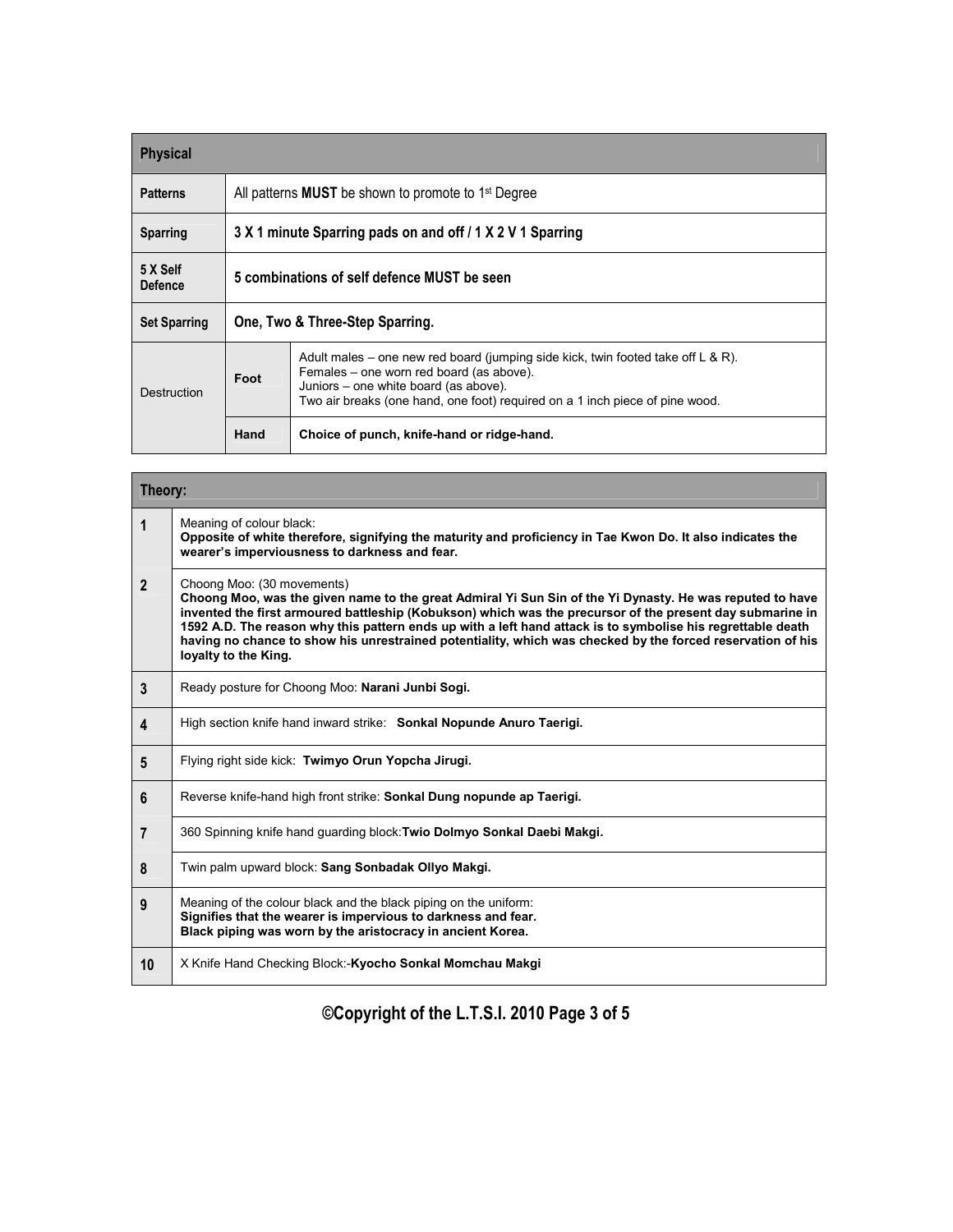| Physical | | |
|---|---|---|
| **Patterns** | All patterns **MUST** be shown to promote to 1st Degree | |
| **Sparring** | **3 X 1 minute Sparring pads on and off / 1 X 2 V 1 Sparring** | |
| **5 X Self Defence** | **5 combinations of self defence MUST be seen** | |
| **Set Sparring** | **One, Two & Three-Step Sparring.** | |
| Destruction | **Foot** | Adult males – one new red board (jumping side kick, twin footed take off L & R).<br>Females – one worn red board (as above).<br>Juniors – one white board (as above).<br>Two air breaks (one hand, one foot) required on a 1 inch piece of pine wood. |
| | **Hand** | **Choice of punch, knife-hand or ridge-hand.** |

| Theory: | |
|---|---|
| **1** | Meaning of colour black:<br>**Opposite of white therefore, signifying the maturity and proficiency in Tae Kwon Do. It also indicates the wearer's imperviousness to darkness and fear.** |
| **2** | Choong Moo: (30 movements)<br>**Choong Moo, was the given name to the great Admiral Yi Sun Sin of the Yi Dynasty. He was reputed to have invented the first armoured battleship (Kobukson) which was the precursor of the present day submarine in 1592 A.D. The reason why this pattern ends up with a left hand attack is to symbolise his regrettable death having no chance to show his unrestrained potentiality, which was checked by the forced reservation of his loyalty to the King.** |
| **3** | Ready posture for Choong Moo: **Narani Junbi Sogi.** |
| **4** | High section knife hand inward strike: **Sonkal Nopunde Anuro Taerigi.** |
| **5** | Flying right side kick: **Twimyo Orun Yopcha Jirugi.** |
| **6** | Reverse knife-hand high front strike: **Sonkal Dung nopunde ap Taerigi.** |
| **7** | 360 Spinning knife hand guarding block:**Twio Dolmyo Sonkal Daebi Makgi.** |
| **8** | Twin palm upward block: **Sang Sonbadak Ollyo Makgi.** |
| **9** | Meaning of the colour black and the black piping on the uniform:<br>**Signifies that the wearer is impervious to darkness and fear.**<br>**Black piping was worn by the aristocracy in ancient Korea.** |
| **10** | X Knife Hand Checking Block:-**Kyocho Sonkal Momchau Makgi** |

**©Copyright of the L.T.S.I. 2010**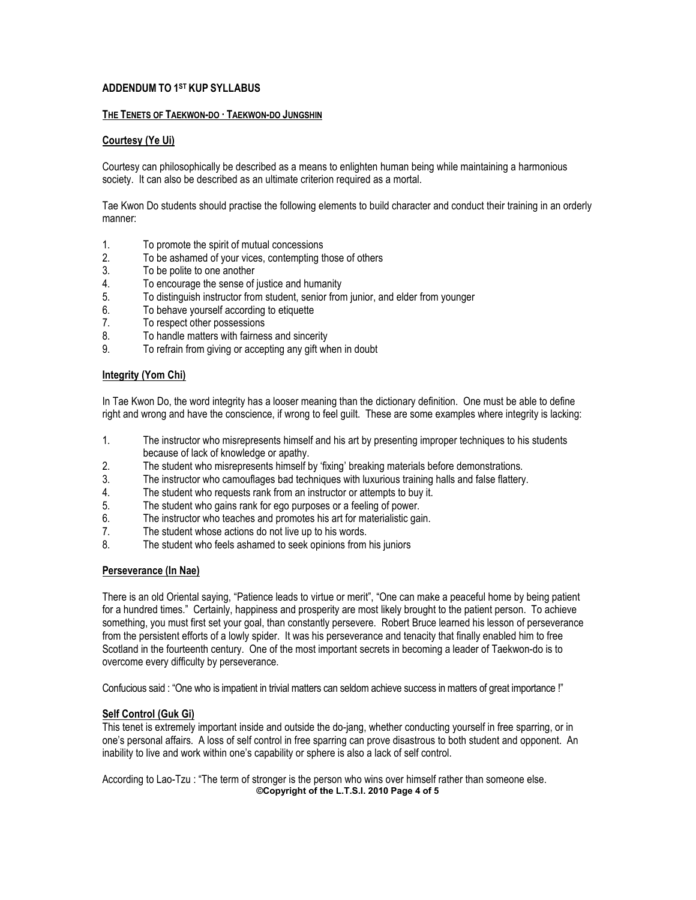## ADDENDUM TO 1ST KUP SYLLABUS

### THE TENETS OF TAEKWON-DO · TAEKWON-DO JUNGSHIN

### Courtesy (Ye Ui)

Courtesy can philosophically be described as a means to enlighten human being while maintaining a harmonious society. It can also be described as an ultimate criterion required as a mortal.

Tae Kwon Do students should practise the following elements to build character and conduct their training in an orderly manner:

1. To promote the spirit of mutual concessions
2. To be ashamed of your vices, contempting those of others
3. To be polite to one another
4. To encourage the sense of justice and humanity
5. To distinguish instructor from student, senior from junior, and elder from younger
6. To behave yourself according to etiquette
7. To respect other possessions
8. To handle matters with fairness and sincerity
9. To refrain from giving or accepting any gift when in doubt

### Integrity (Yom Chi)

In Tae Kwon Do, the word integrity has a looser meaning than the dictionary definition. One must be able to define right and wrong and have the conscience, if wrong to feel guilt. These are some examples where integrity is lacking:

1. The instructor who misrepresents himself and his art by presenting improper techniques to his students because of lack of knowledge or apathy.
2. The student who misrepresents himself by 'fixing' breaking materials before demonstrations.
3. The instructor who camouflages bad techniques with luxurious training halls and false flattery.
4. The student who requests rank from an instructor or attempts to buy it.
5. The student who gains rank for ego purposes or a feeling of power.
6. The instructor who teaches and promotes his art for materialistic gain.
7. The student whose actions do not live up to his words.
8. The student who feels ashamed to seek opinions from his juniors

### Perseverance (In Nae)

There is an old Oriental saying, "Patience leads to virtue or merit", "One can make a peaceful home by being patient for a hundred times." Certainly, happiness and prosperity are most likely brought to the patient person. To achieve something, you must first set your goal, than constantly persevere. Robert Bruce learned his lesson of perseverance from the persistent efforts of a lowly spider. It was his perseverance and tenacity that finally enabled him to free Scotland in the fourteenth century. One of the most important secrets in becoming a leader of Taekwon-do is to overcome every difficulty by perseverance.

Confucious said : "One who is impatient in trivial matters can seldom achieve success in matters of great importance !"

### Self Control (Guk Gi)

This tenet is extremely important inside and outside the do-jang, whether conducting yourself in free sparring, or in one's personal affairs. A loss of self control in free sparring can prove disastrous to both student and opponent. An inability to live and work within one's capability or sphere is also a lack of self control.

According to Lao-Tzu : "The term of stronger is the person who wins over himself rather than someone else.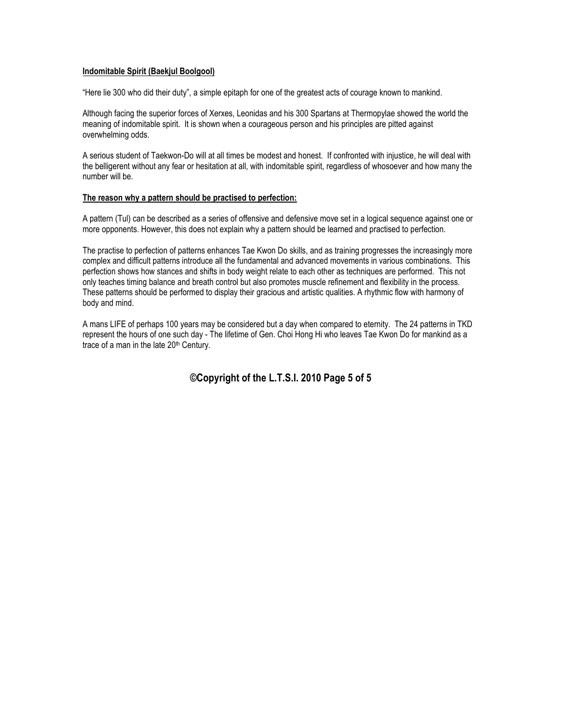**Indomitable Spirit (Baekjul Boolgool)**

“Here lie 300 who did their duty”, a simple epitaph for one of the greatest acts of courage known to mankind.

Although facing the superior forces of Xerxes, Leonidas and his 300 Spartans at Thermopylae showed the world the meaning of indomitable spirit. It is shown when a courageous person and his principles are pitted against overwhelming odds.

A serious student of Taekwon-Do will at all times be modest and honest. If confronted with injustice, he will deal with the belligerent without any fear or hesitation at all, with indomitable spirit, regardless of whosoever and how many the number will be.

**The reason why a pattern should be practised to perfection:**

A pattern (Tul) can be described as a series of offensive and defensive move set in a logical sequence against one or more opponents. However, this does not explain why a pattern should be learned and practised to perfection.

The practise to perfection of patterns enhances Tae Kwon Do skills, and as training progresses the increasingly more complex and difficult patterns introduce all the fundamental and advanced movements in various combinations. This perfection shows how stances and shifts in body weight relate to each other as techniques are performed. This not only teaches timing balance and breath control but also promotes muscle refinement and flexibility in the process. These patterns should be performed to display their gracious and artistic qualities. A rhythmic flow with harmony of body and mind.

A mans LIFE of perhaps 100 years may be considered but a day when compared to eternity. The 24 patterns in TKD represent the hours of one such day - The lifetime of Gen. Choi Hong Hi who leaves Tae Kwon Do for mankind as a trace of a man in the late 20th Century.

**©Copyright of the L.T.S.I. 2010**